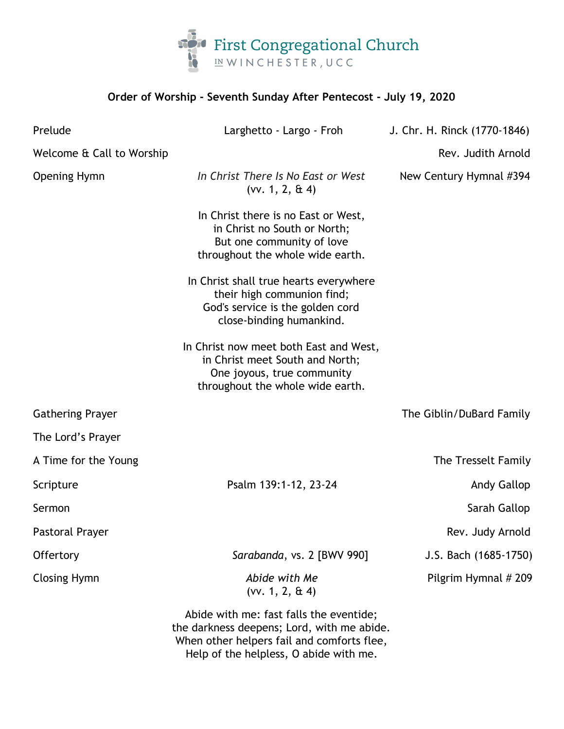# First Congregational Church in Winchester, UCC

## Order of Worship - Seventh Sunday After Pentecost - July 19, 2020

| | | |
|---|---|---|
| Prelude | Larghetto - Largo - Froh | J. Chr. H. Rinck (1770-1846) |
| Welcome & Call to Worship | | Rev. Judith Arnold |
| Opening Hymn | *In Christ There Is No East or West* (vv. 1, 2, & 4) | New Century Hymnal #394 |

In Christ there is no East or West,  
in Christ no South or North;  
But one community of love  
throughout the whole wide earth.

In Christ shall true hearts everywhere  
their high communion find;  
God's service is the golden cord  
close-binding humankind.

In Christ now meet both East and West,  
in Christ meet South and North;  
One joyous, true community  
throughout the whole wide earth.

| | | |
|---|---|---|
| Gathering Prayer | | The Giblin/DuBard Family |
| The Lord's Prayer | | |
| A Time for the Young | | The Tresselt Family |
| Scripture | Psalm 139:1-12, 23-24 | Andy Gallop |
| Sermon | | Sarah Gallop |
| Pastoral Prayer | | Rev. Judy Arnold |
| Offertory | *Sarabanda*, vs. 2 [BWV 990] | J.S. Bach (1685-1750) |
| Closing Hymn | *Abide with Me* (vv. 1, 2, & 4) | Pilgrim Hymnal # 209 |

Abide with me: fast falls the eventide;  
the darkness deepens; Lord, with me abide.  
When other helpers fail and comforts flee,  
Help of the helpless, O abide with me.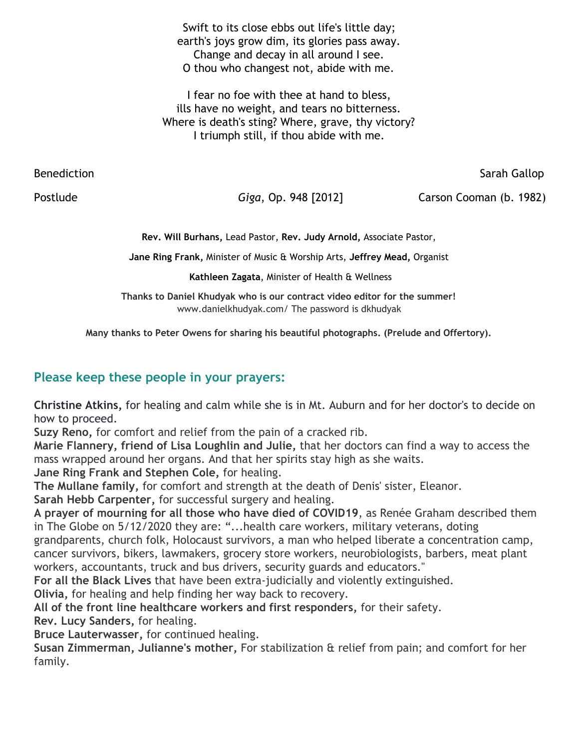Swift to its close ebbs out life's little day;
earth's joys grow dim, its glories pass away.
Change and decay in all around I see.
O thou who changest not, abide with me.

I fear no foe with thee at hand to bless,
ills have no weight, and tears no bitterness.
Where is death's sting? Where, grave, thy victory?
I triumph still, if thou abide with me.

Benediction Sarah Gallop

Postlude *Giga*, Op. 948 [2012] Carson Cooman (b. 1982)

**Rev. Will Burhans,** Lead Pastor, **Rev. Judy Arnold,** Associate Pastor,

**Jane Ring Frank,** Minister of Music & Worship Arts, **Jeffrey Mead,** Organist

**Kathleen Zagata**, Minister of Health & Wellness

**Thanks to Daniel Khudyak who is our contract video editor for the summer!**
www.danielkhudyak.com/ The password is dkhudyak

**Many thanks to Peter Owens for sharing his beautiful photographs. (Prelude and Offertory).**

## Please keep these people in your prayers:

**Christine Atkins,** for healing and calm while she is in Mt. Auburn and for her doctor's to decide on how to proceed.
**Suzy Reno,** for comfort and relief from the pain of a cracked rib.
**Marie Flannery, friend of Lisa Loughlin and Julie,** that her doctors can find a way to access the mass wrapped around her organs. And that her spirits stay high as she waits.
**Jane Ring Frank and Stephen Cole,** for healing.
**The Mullane family,** for comfort and strength at the death of Denis' sister, Eleanor.
**Sarah Hebb Carpenter,** for successful surgery and healing.
**A prayer of mourning for all those who have died of COVID19**, as Renée Graham described them in The Globe on 5/12/2020 they are: "...health care workers, military veterans, doting grandparents, church folk, Holocaust survivors, a man who helped liberate a concentration camp, cancer survivors, bikers, lawmakers, grocery store workers, neurobiologists, barbers, meat plant workers, accountants, truck and bus drivers, security guards and educators."
**For all the Black Lives** that have been extra-judicially and violently extinguished.
**Olivia,** for healing and help finding her way back to recovery.
**All of the front line healthcare workers and first responders,** for their safety.
**Rev. Lucy Sanders,** for healing.
**Bruce Lauterwasser,** for continued healing.
**Susan Zimmerman, Julianne's mother,** For stabilization & relief from pain; and comfort for her family.